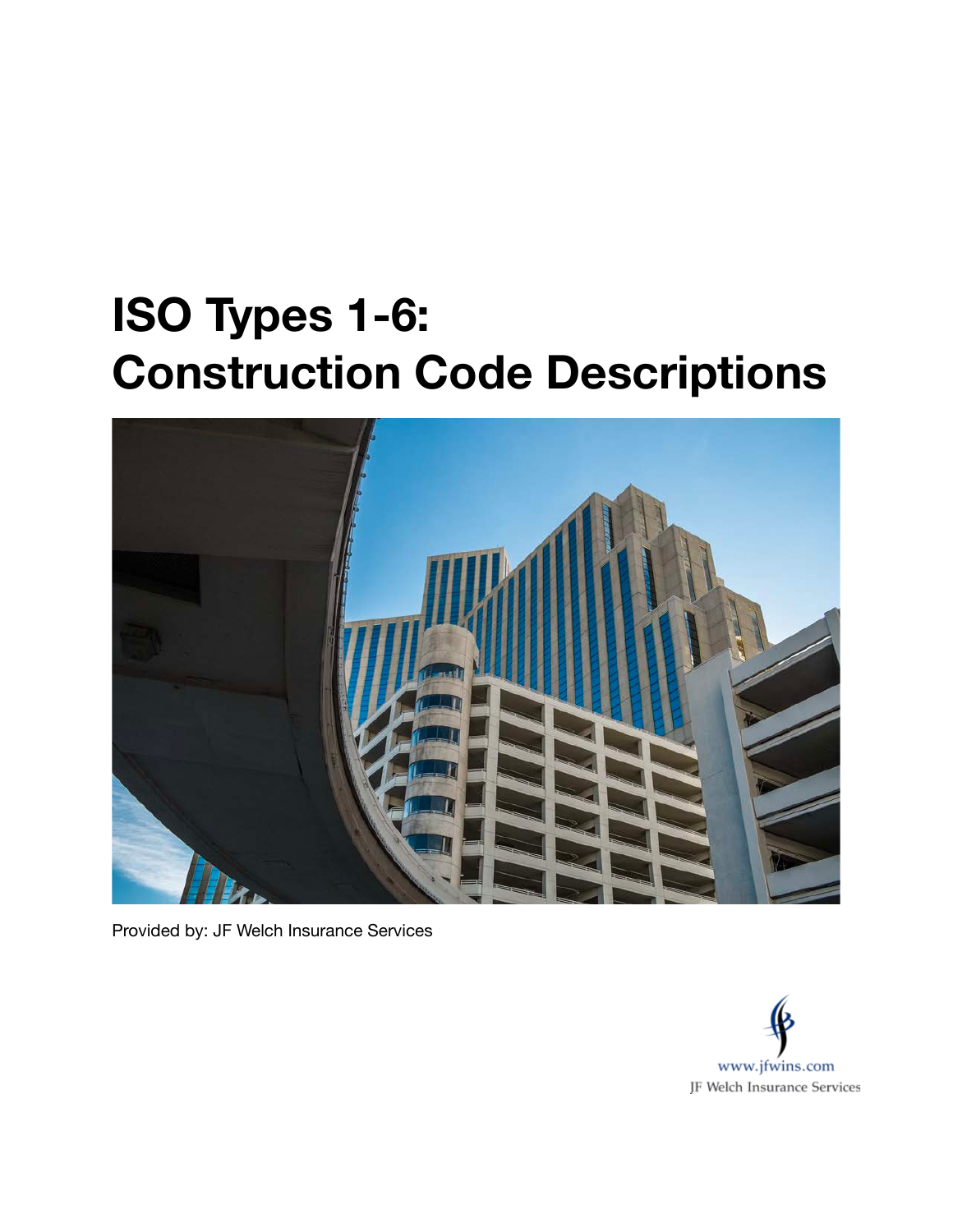# ISO Types 1-6: Construction Code Descriptions

Provided by: JF Welch Insurance Services

www.jfwins.com

JF Welch Insurance Services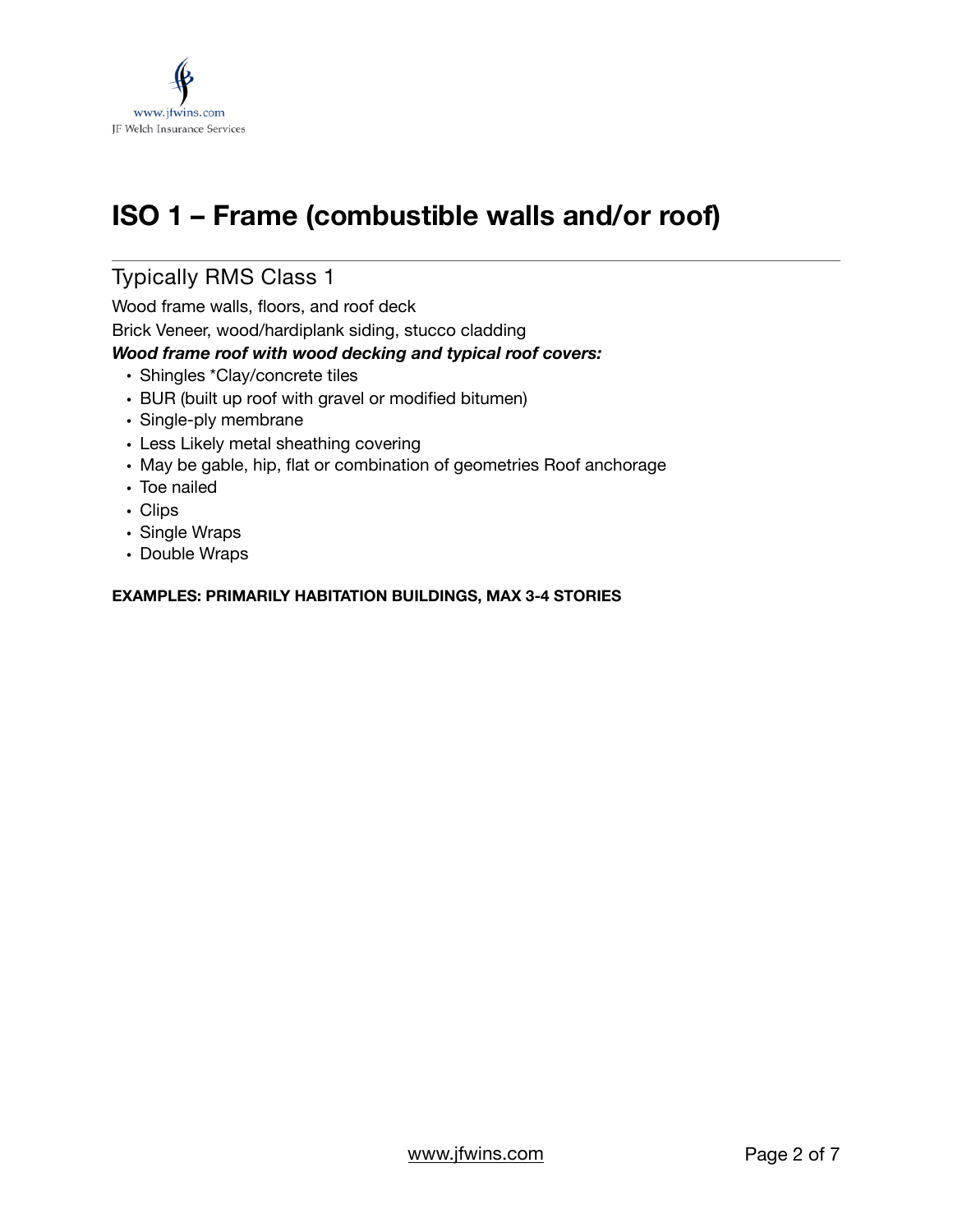# ISO 1 – Frame (combustible walls and/or roof)

## Typically RMS Class 1

Wood frame walls, floors, and roof deck

Brick Veneer, wood/hardiplank siding, stucco cladding

***Wood frame roof with wood decking and typical roof covers:***

- Shingles *Clay/concrete tiles
- BUR (built up roof with gravel or modified bitumen)
- Single-ply membrane
- Less Likely metal sheathing covering
- May be gable, hip, flat or combination of geometries Roof anchorage
- Toe nailed
- Clips
- Single Wraps
- Double Wraps

**EXAMPLES: PRIMARILY HABITATION BUILDINGS, MAX 3-4 STORIES**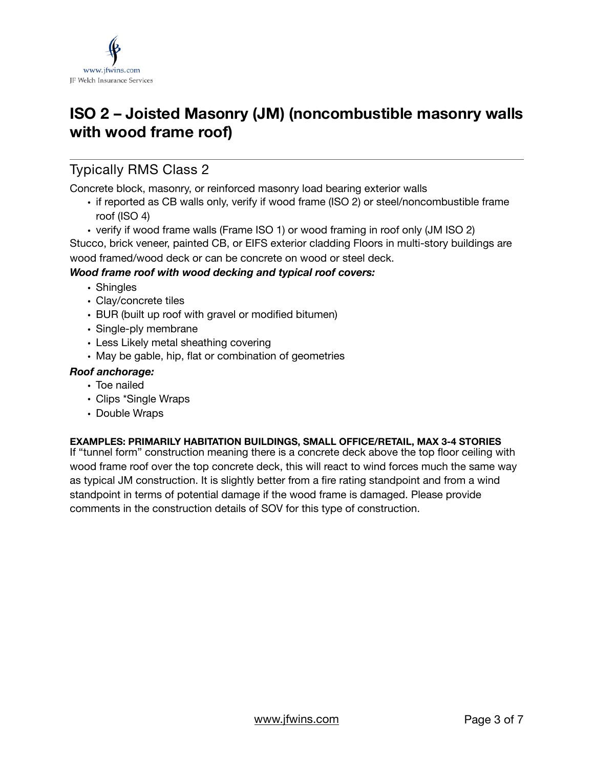# ISO 2 – Joisted Masonry (JM) (noncombustible masonry walls with wood frame roof)

## Typically RMS Class 2

Concrete block, masonry, or reinforced masonry load bearing exterior walls

- if reported as CB walls only, verify if wood frame (ISO 2) or steel/noncombustible frame roof (ISO 4)
- verify if wood frame walls (Frame ISO 1) or wood framing in roof only (JM ISO 2)

Stucco, brick veneer, painted CB, or EIFS exterior cladding Floors in multi-story buildings are wood framed/wood deck or can be concrete on wood or steel deck.

***Wood frame roof with wood decking and typical roof covers:***

- Shingles
- Clay/concrete tiles
- BUR (built up roof with gravel or modified bitumen)
- Single-ply membrane
- Less Likely metal sheathing covering
- May be gable, hip, flat or combination of geometries

***Roof anchorage:***

- Toe nailed
- Clips *Single Wraps
- Double Wraps

**EXAMPLES: PRIMARILY HABITATION BUILDINGS, SMALL OFFICE/RETAIL, MAX 3-4 STORIES**

If "tunnel form" construction meaning there is a concrete deck above the top floor ceiling with wood frame roof over the top concrete deck, this will react to wind forces much the same way as typical JM construction. It is slightly better from a fire rating standpoint and from a wind standpoint in terms of potential damage if the wood frame is damaged. Please provide comments in the construction details of SOV for this type of construction.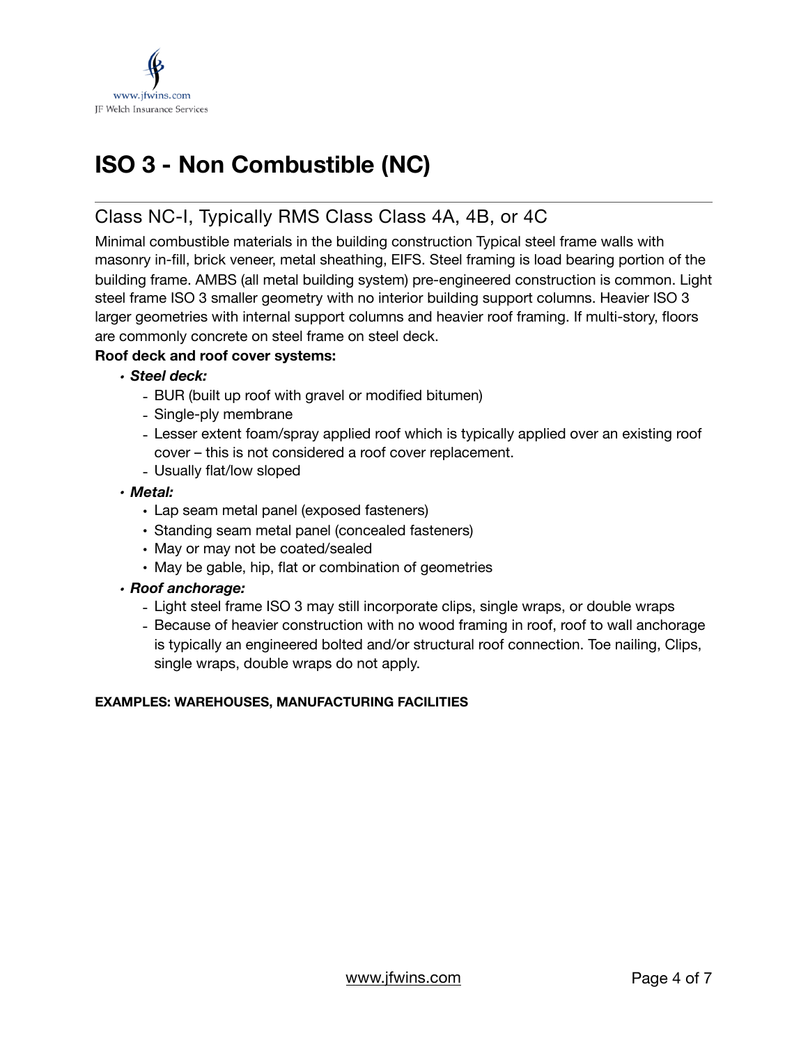# ISO 3 - Non Combustible (NC)

## Class NC-I, Typically RMS Class Class 4A, 4B, or 4C

Minimal combustible materials in the building construction Typical steel frame walls with masonry in-fill, brick veneer, metal sheathing, EIFS. Steel framing is load bearing portion of the building frame. AMBS (all metal building system) pre-engineered construction is common. Light steel frame ISO 3 smaller geometry with no interior building support columns. Heavier ISO 3 larger geometries with internal support columns and heavier roof framing. If multi-story, floors are commonly concrete on steel frame on steel deck.

**Roof deck and roof cover systems:**

- ***Steel deck:***
  - BUR (built up roof with gravel or modified bitumen)
  - Single-ply membrane
  - Lesser extent foam/spray applied roof which is typically applied over an existing roof cover – this is not considered a roof cover replacement.
  - Usually flat/low sloped
- ***Metal:***
  - Lap seam metal panel (exposed fasteners)
  - Standing seam metal panel (concealed fasteners)
  - May or may not be coated/sealed
  - May be gable, hip, flat or combination of geometries
- ***Roof anchorage:***
  - Light steel frame ISO 3 may still incorporate clips, single wraps, or double wraps
  - Because of heavier construction with no wood framing in roof, roof to wall anchorage is typically an engineered bolted and/or structural roof connection. Toe nailing, Clips, single wraps, double wraps do not apply.

**EXAMPLES: WAREHOUSES, MANUFACTURING FACILITIES**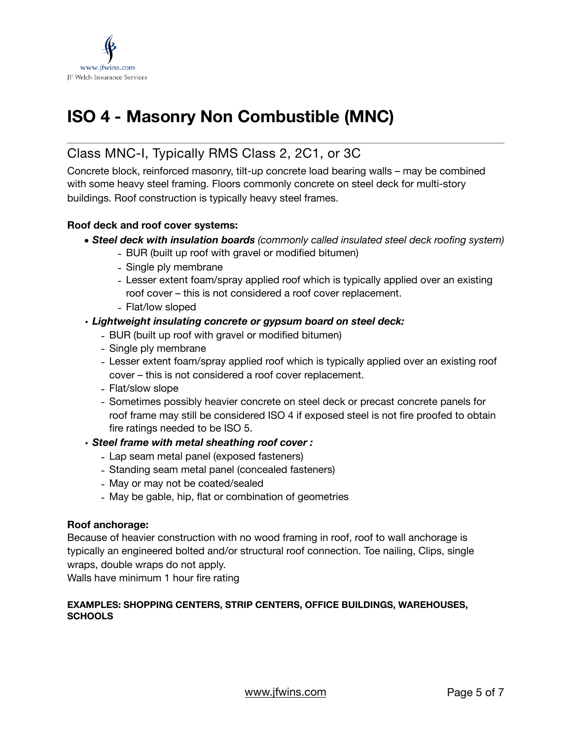# ISO 4 - Masonry Non Combustible (MNC)

## Class MNC-I, Typically RMS Class 2, 2C1, or 3C

Concrete block, reinforced masonry, tilt-up concrete load bearing walls – may be combined with some heavy steel framing. Floors commonly concrete on steel deck for multi-story buildings. Roof construction is typically heavy steel frames.

**Roof deck and roof cover systems:**

- ***Steel deck with insulation boards*** *(commonly called insulated steel deck roofing system)*
  - BUR (built up roof with gravel or modified bitumen)
  - Single ply membrane
  - Lesser extent foam/spray applied roof which is typically applied over an existing roof cover – this is not considered a roof cover replacement.
  - Flat/low sloped
- ***Lightweight insulating concrete or gypsum board on steel deck:***
  - BUR (built up roof with gravel or modified bitumen)
  - Single ply membrane
  - Lesser extent foam/spray applied roof which is typically applied over an existing roof cover – this is not considered a roof cover replacement.
  - Flat/slow slope
  - Sometimes possibly heavier concrete on steel deck or precast concrete panels for roof frame may still be considered ISO 4 if exposed steel is not fire proofed to obtain fire ratings needed to be ISO 5.
- ***Steel frame with metal sheathing roof cover :***
  - Lap seam metal panel (exposed fasteners)
  - Standing seam metal panel (concealed fasteners)
  - May or may not be coated/sealed
  - May be gable, hip, flat or combination of geometries

**Roof anchorage:**
Because of heavier construction with no wood framing in roof, roof to wall anchorage is typically an engineered bolted and/or structural roof connection. Toe nailing, Clips, single wraps, double wraps do not apply.
Walls have minimum 1 hour fire rating

**EXAMPLES: SHOPPING CENTERS, STRIP CENTERS, OFFICE BUILDINGS, WAREHOUSES, SCHOOLS**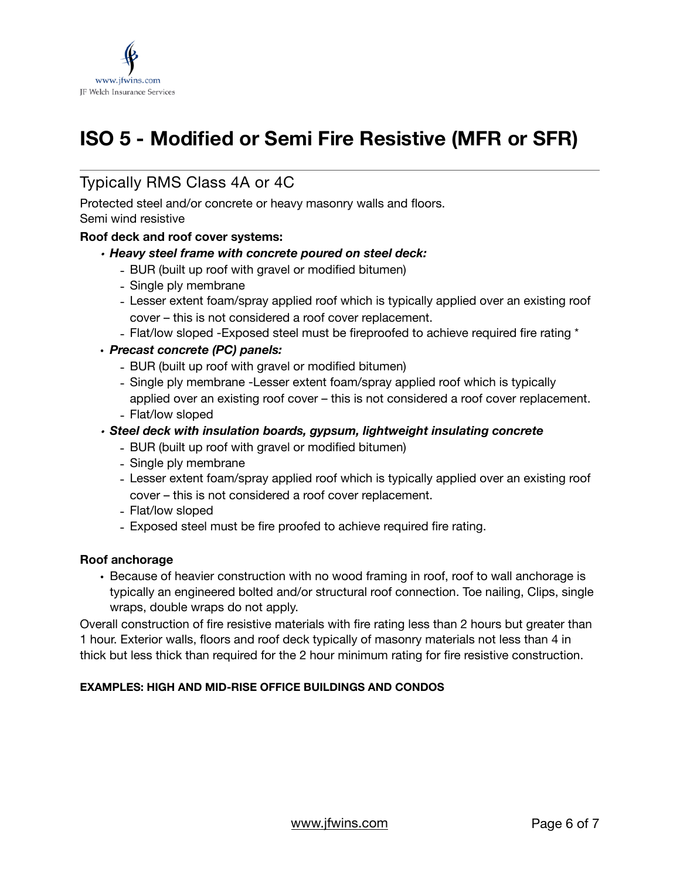# ISO 5 - Modified or Semi Fire Resistive (MFR or SFR)

## Typically RMS Class 4A or 4C

Protected steel and/or concrete or heavy masonry walls and floors.
Semi wind resistive

**Roof deck and roof cover systems:**

- ***Heavy steel frame with concrete poured on steel deck:***
  - BUR (built up roof with gravel or modified bitumen)
  - Single ply membrane
  - Lesser extent foam/spray applied roof which is typically applied over an existing roof cover – this is not considered a roof cover replacement.
  - Flat/low sloped -Exposed steel must be fireproofed to achieve required fire rating *
- ***Precast concrete (PC) panels:***
  - BUR (built up roof with gravel or modified bitumen)
  - Single ply membrane -Lesser extent foam/spray applied roof which is typically applied over an existing roof cover – this is not considered a roof cover replacement.
  - Flat/low sloped
- ***Steel deck with insulation boards, gypsum, lightweight insulating concrete***
  - BUR (built up roof with gravel or modified bitumen)
  - Single ply membrane
  - Lesser extent foam/spray applied roof which is typically applied over an existing roof cover – this is not considered a roof cover replacement.
  - Flat/low sloped
  - Exposed steel must be fire proofed to achieve required fire rating.

**Roof anchorage**

- Because of heavier construction with no wood framing in roof, roof to wall anchorage is typically an engineered bolted and/or structural roof connection. Toe nailing, Clips, single wraps, double wraps do not apply.

Overall construction of fire resistive materials with fire rating less than 2 hours but greater than 1 hour. Exterior walls, floors and roof deck typically of masonry materials not less than 4 in thick but less thick than required for the 2 hour minimum rating for fire resistive construction.

**EXAMPLES: HIGH AND MID-RISE OFFICE BUILDINGS AND CONDOS**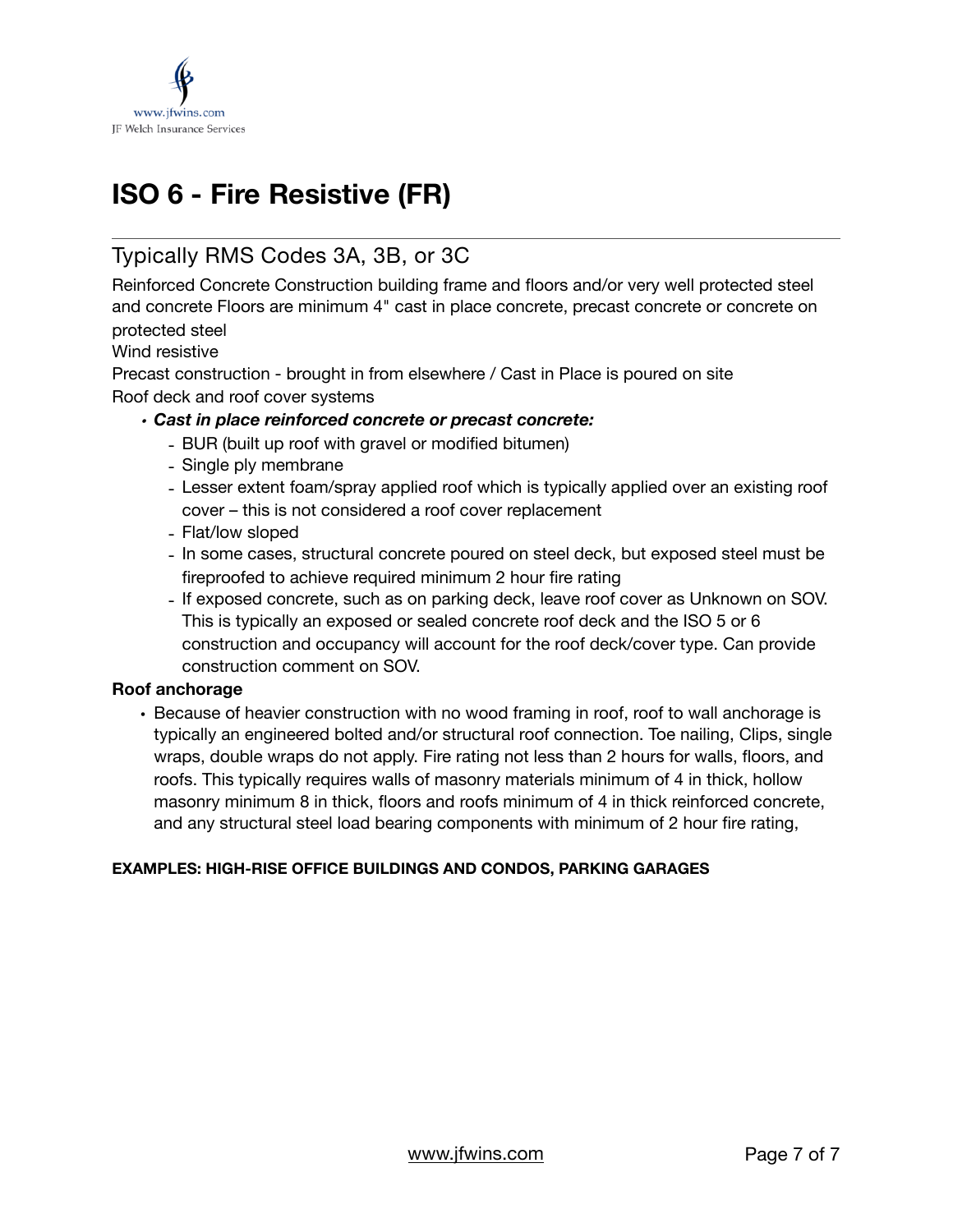# ISO 6 - Fire Resistive (FR)

## Typically RMS Codes 3A, 3B, or 3C

Reinforced Concrete Construction building frame and floors and/or very well protected steel and concrete Floors are minimum 4" cast in place concrete, precast concrete or concrete on protected steel

Wind resistive

Precast construction - brought in from elsewhere / Cast in Place is poured on site

Roof deck and roof cover systems

- ***Cast in place reinforced concrete or precast concrete:***
  - BUR (built up roof with gravel or modified bitumen)
  - Single ply membrane
  - Lesser extent foam/spray applied roof which is typically applied over an existing roof cover – this is not considered a roof cover replacement
  - Flat/low sloped
  - In some cases, structural concrete poured on steel deck, but exposed steel must be fireproofed to achieve required minimum 2 hour fire rating
  - If exposed concrete, such as on parking deck, leave roof cover as Unknown on SOV. This is typically an exposed or sealed concrete roof deck and the ISO 5 or 6 construction and occupancy will account for the roof deck/cover type. Can provide construction comment on SOV.

**Roof anchorage**

- Because of heavier construction with no wood framing in roof, roof to wall anchorage is typically an engineered bolted and/or structural roof connection. Toe nailing, Clips, single wraps, double wraps do not apply. Fire rating not less than 2 hours for walls, floors, and roofs. This typically requires walls of masonry materials minimum of 4 in thick, hollow masonry minimum 8 in thick, floors and roofs minimum of 4 in thick reinforced concrete, and any structural steel load bearing components with minimum of 2 hour fire rating,

**EXAMPLES: HIGH-RISE OFFICE BUILDINGS AND CONDOS, PARKING GARAGES**